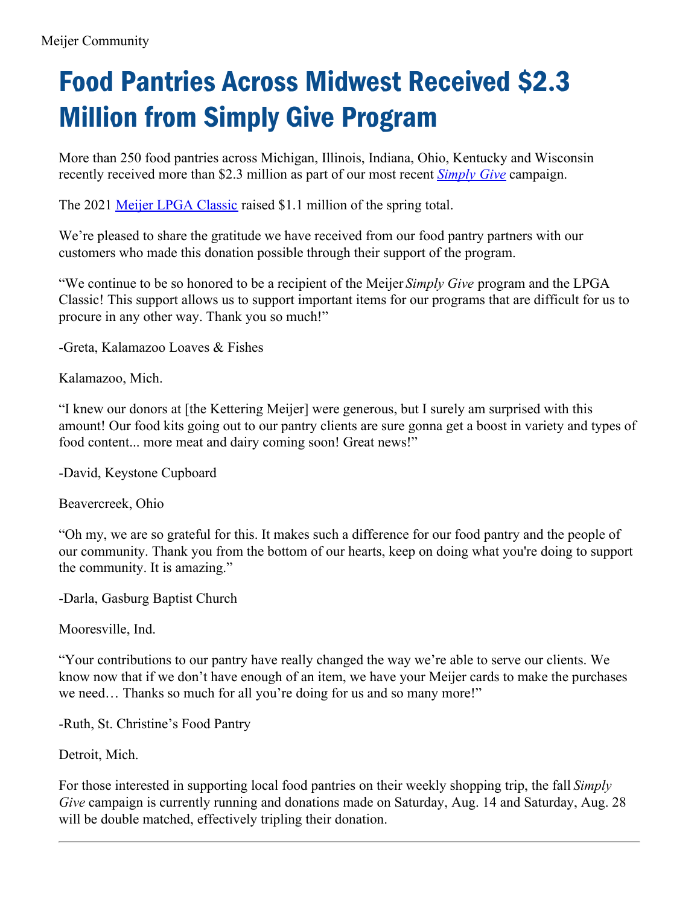Meijer Community

# Food Pantries Across Midwest Received $2.3 Million from Simply Give Program

More than 250 food pantries across Michigan, Illinois, Indiana, Ohio, Kentucky and Wisconsin recently received more than $2.3 million as part of our most recent *Simply Give* campaign.

The 2021 Meijer LPGA Classic raised $1.1 million of the spring total.

We're pleased to share the gratitude we have received from our food pantry partners with our customers who made this donation possible through their support of the program.

"We continue to be so honored to be a recipient of the Meijer *Simply Give* program and the LPGA Classic! This support allows us to support important items for our programs that are difficult for us to procure in any other way. Thank you so much!"

-Greta, Kalamazoo Loaves & Fishes

Kalamazoo, Mich.

"I knew our donors at [the Kettering Meijer] were generous, but I surely am surprised with this amount! Our food kits going out to our pantry clients are sure gonna get a boost in variety and types of food content... more meat and dairy coming soon! Great news!"

-David, Keystone Cupboard

Beavercreek, Ohio

"Oh my, we are so grateful for this. It makes such a difference for our food pantry and the people of our community. Thank you from the bottom of our hearts, keep on doing what you're doing to support the community. It is amazing."

-Darla, Gasburg Baptist Church

Mooresville, Ind.

"Your contributions to our pantry have really changed the way we're able to serve our clients. We know now that if we don't have enough of an item, we have your Meijer cards to make the purchases we need… Thanks so much for all you're doing for us and so many more!"

-Ruth, St. Christine's Food Pantry

Detroit, Mich.

For those interested in supporting local food pantries on their weekly shopping trip, the fall *Simply Give* campaign is currently running and donations made on Saturday, Aug. 14 and Saturday, Aug. 28 will be double matched, effectively tripling their donation.

---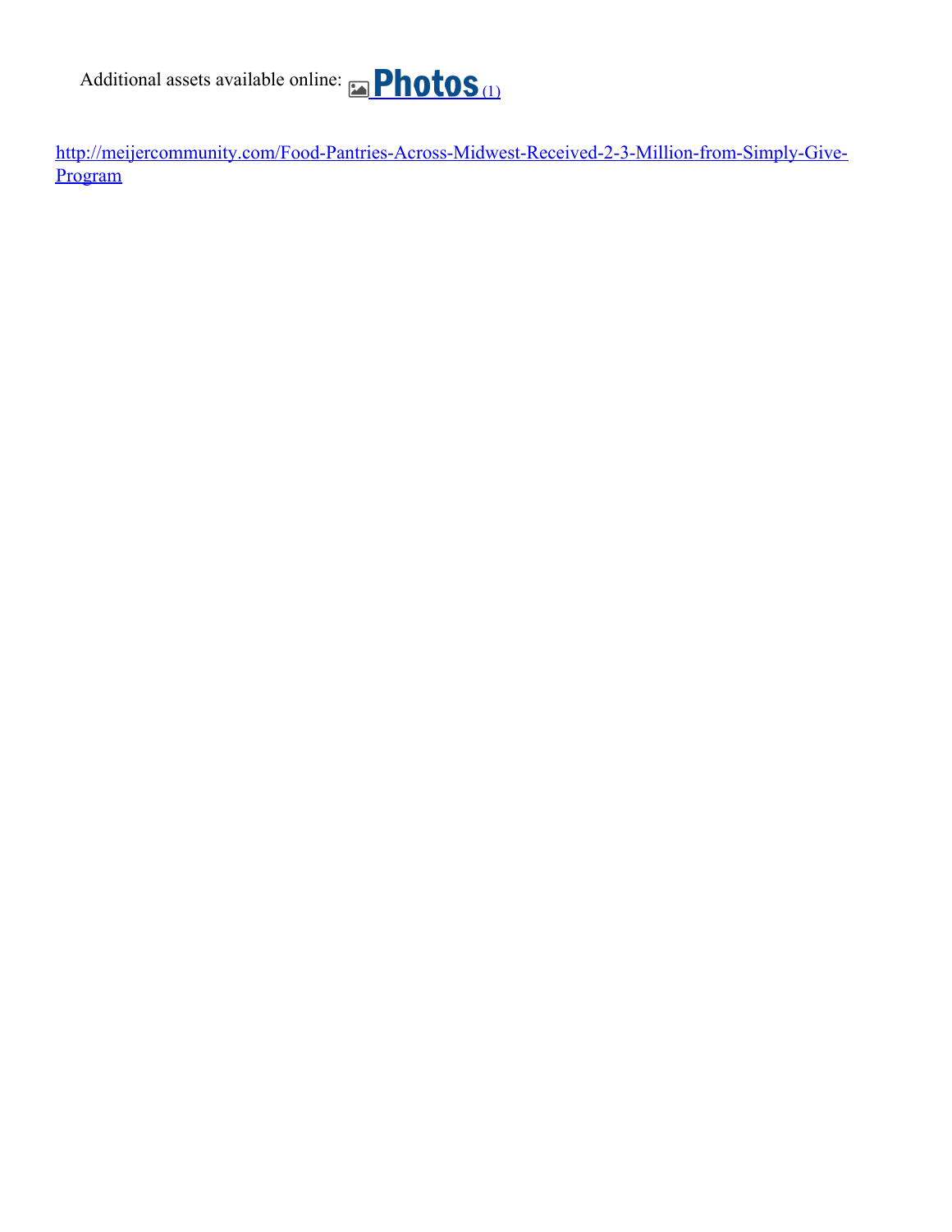Additional assets available online: [Photos (1)]

[http://meijercommunity.com/Food-Pantries-Across-Midwest-Received-2-3-Million-from-Simply-Give-Program](http://meijercommunity.com/Food-Pantries-Across-Midwest-Received-2-3-Million-from-Simply-Give-Program)